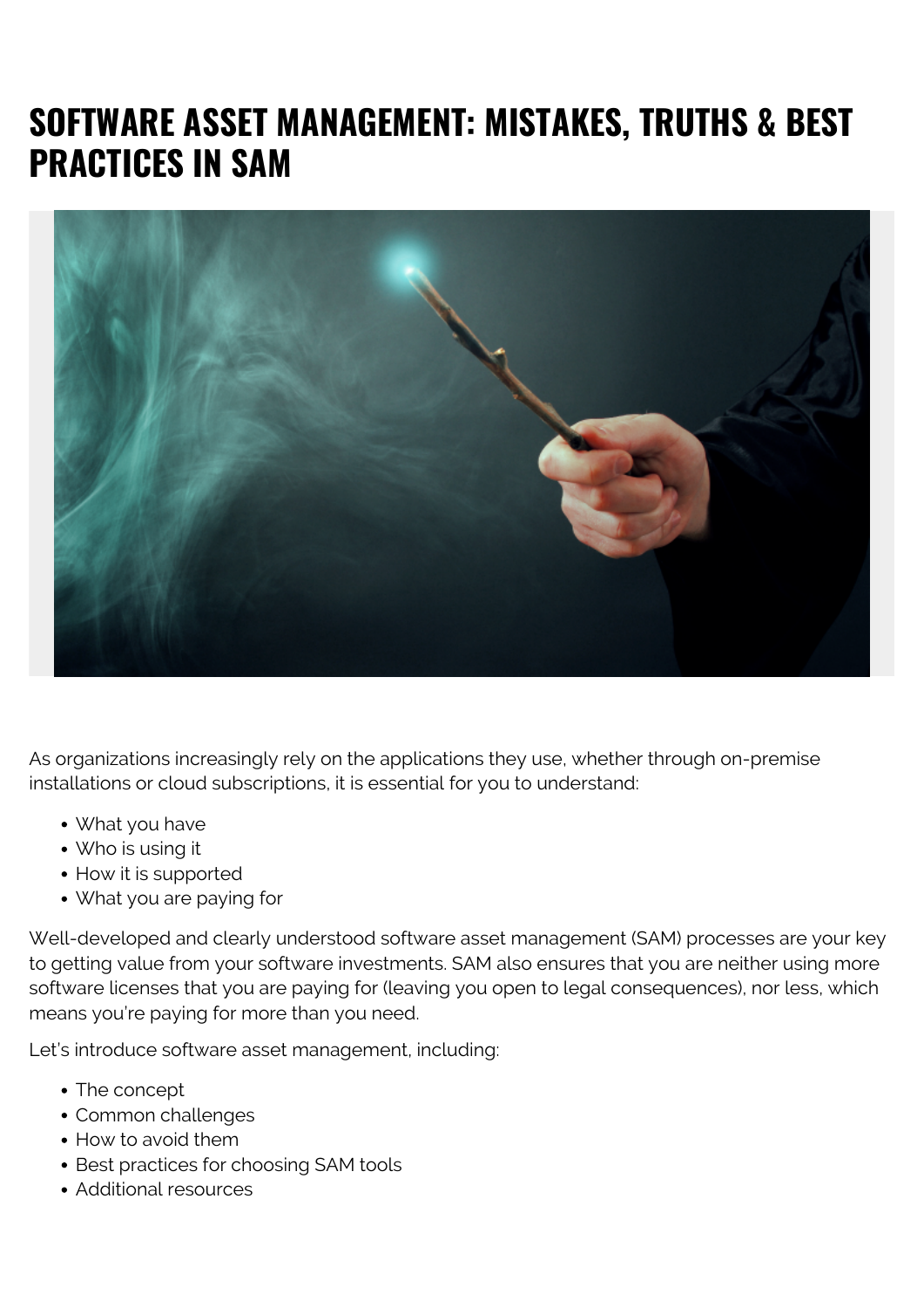# SOFTWARE ASSET MANAGEMENT: MISTAKES, TRUTHS & BEST PRACTICES IN SAM

As organizations increasingly rely on the applications they use, whether through on-premise installations or cloud subscriptions, it is essential for you to understand:

- What you have
- Who is using it
- How it is supported
- What you are paying for

Well-developed and clearly understood software asset management (SAM) processes are your key to getting value from your software investments. SAM also ensures that you are neither using more software licenses that you are paying for (leaving you open to legal consequences), nor less, which means you're paying for more than you need.

Let's introduce software asset management, including:

- The concept
- Common challenges
- How to avoid them
- Best practices for choosing SAM tools
- Additional resources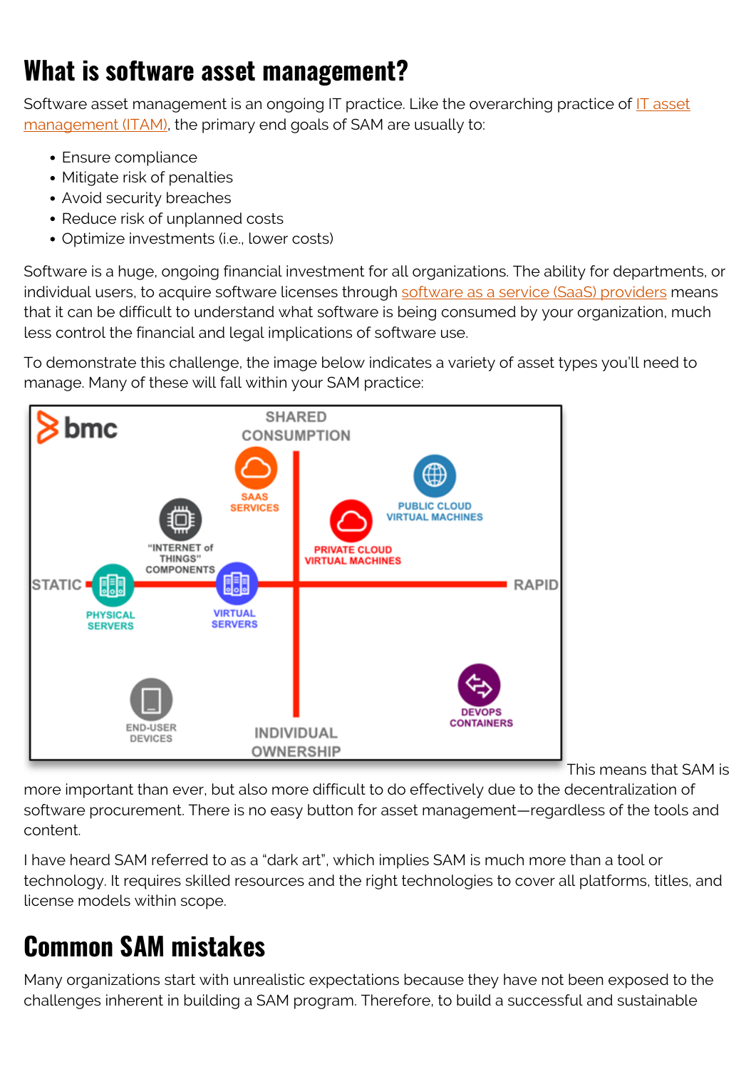# What is software asset management?

Software asset management is an ongoing IT practice. Like the overarching practice of IT asset management (ITAM), the primary end goals of SAM are usually to:

- Ensure compliance
- Mitigate risk of penalties
- Avoid security breaches
- Reduce risk of unplanned costs
- Optimize investments (i.e., lower costs)

Software is a huge, ongoing financial investment for all organizations. The ability for departments, or individual users, to acquire software licenses through software as a service (SaaS) providers means that it can be difficult to understand what software is being consumed by your organization, much less control the financial and legal implications of software use.

To demonstrate this challenge, the image below indicates a variety of asset types you'll need to manage. Many of these will fall within your SAM practice:

This means that SAM is more important than ever, but also more difficult to do effectively due to the decentralization of software procurement. There is no easy button for asset management—regardless of the tools and content.

I have heard SAM referred to as a "dark art", which implies SAM is much more than a tool or technology. It requires skilled resources and the right technologies to cover all platforms, titles, and license models within scope.

# Common SAM mistakes

Many organizations start with unrealistic expectations because they have not been exposed to the challenges inherent in building a SAM program. Therefore, to build a successful and sustainable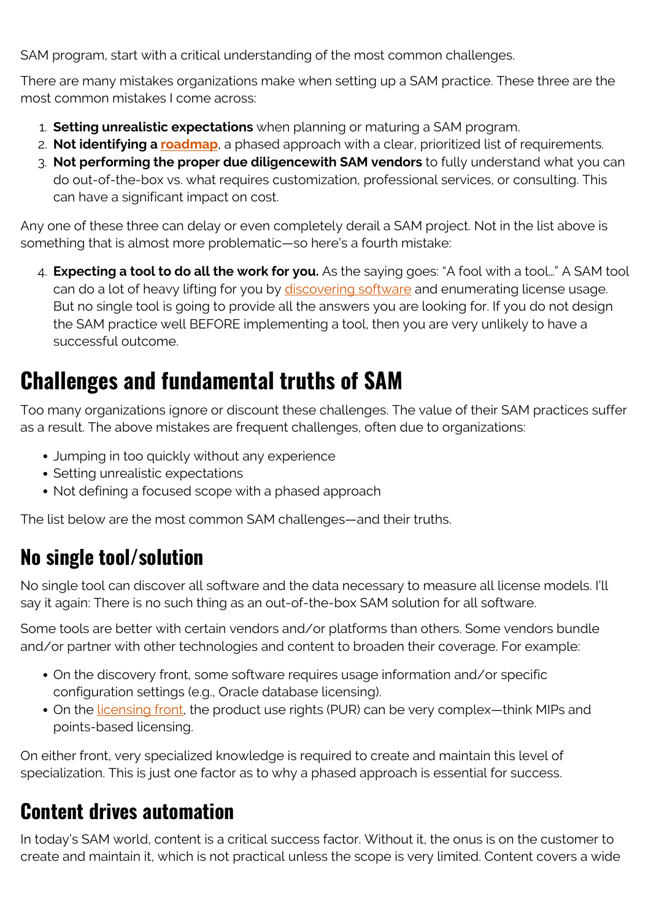SAM program, start with a critical understanding of the most common challenges.

There are many mistakes organizations make when setting up a SAM practice. These three are the most common mistakes I come across:

1. **Setting unrealistic expectations** when planning or maturing a SAM program.
2. **Not identifying a roadmap**, a phased approach with a clear, prioritized list of requirements.
3. **Not performing the proper due diligencewith SAM vendors** to fully understand what you can do out-of-the-box vs. what requires customization, professional services, or consulting. This can have a significant impact on cost.

Any one of these three can delay or even completely derail a SAM project. Not in the list above is something that is almost more problematic—so here's a fourth mistake:

4. **Expecting a tool to do all the work for you.** As the saying goes: "A fool with a tool…" A SAM tool can do a lot of heavy lifting for you by discovering software and enumerating license usage. But no single tool is going to provide all the answers you are looking for. If you do not design the SAM practice well BEFORE implementing a tool, then you are very unlikely to have a successful outcome.

## Challenges and fundamental truths of SAM

Too many organizations ignore or discount these challenges. The value of their SAM practices suffer as a result. The above mistakes are frequent challenges, often due to organizations:

- Jumping in too quickly without any experience
- Setting unrealistic expectations
- Not defining a focused scope with a phased approach

The list below are the most common SAM challenges—and their truths.

### No single tool/solution

No single tool can discover all software and the data necessary to measure all license models. I'll say it again: There is no such thing as an out-of-the-box SAM solution for all software.

Some tools are better with certain vendors and/or platforms than others. Some vendors bundle and/or partner with other technologies and content to broaden their coverage. For example:

- On the discovery front, some software requires usage information and/or specific configuration settings (e.g., Oracle database licensing).
- On the licensing front, the product use rights (PUR) can be very complex—think MIPs and points-based licensing.

On either front, very specialized knowledge is required to create and maintain this level of specialization. This is just one factor as to why a phased approach is essential for success.

### Content drives automation

In today's SAM world, content is a critical success factor. Without it, the onus is on the customer to create and maintain it, which is not practical unless the scope is very limited. Content covers a wide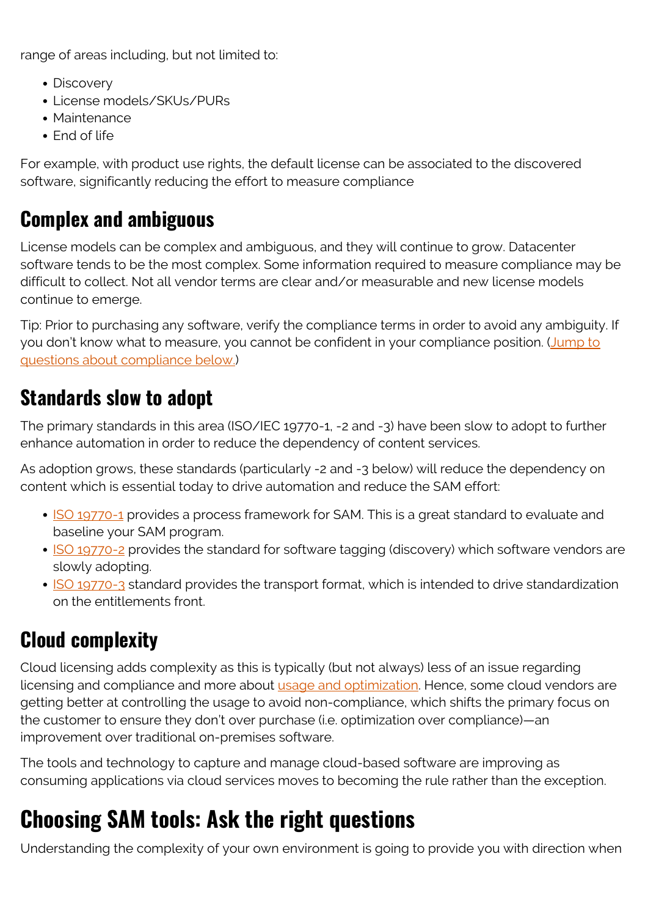range of areas including, but not limited to:

- Discovery
- License models/SKUs/PURs
- Maintenance
- End of life

For example, with product use rights, the default license can be associated to the discovered software, significantly reducing the effort to measure compliance

## Complex and ambiguous

License models can be complex and ambiguous, and they will continue to grow. Datacenter software tends to be the most complex. Some information required to measure compliance may be difficult to collect. Not all vendor terms are clear and/or measurable and new license models continue to emerge.

Tip: Prior to purchasing any software, verify the compliance terms in order to avoid any ambiguity. If you don't know what to measure, you cannot be confident in your compliance position. (Jump to questions about compliance below.)

## Standards slow to adopt

The primary standards in this area (ISO/IEC 19770-1, -2 and -3) have been slow to adopt to further enhance automation in order to reduce the dependency of content services.

As adoption grows, these standards (particularly -2 and -3 below) will reduce the dependency on content which is essential today to drive automation and reduce the SAM effort:

- ISO 19770-1 provides a process framework for SAM. This is a great standard to evaluate and baseline your SAM program.
- ISO 19770-2 provides the standard for software tagging (discovery) which software vendors are slowly adopting.
- ISO 19770-3 standard provides the transport format, which is intended to drive standardization on the entitlements front.

## Cloud complexity

Cloud licensing adds complexity as this is typically (but not always) less of an issue regarding licensing and compliance and more about usage and optimization. Hence, some cloud vendors are getting better at controlling the usage to avoid non-compliance, which shifts the primary focus on the customer to ensure they don't over purchase (i.e. optimization over compliance)—an improvement over traditional on-premises software.

The tools and technology to capture and manage cloud-based software are improving as consuming applications via cloud services moves to becoming the rule rather than the exception.

# Choosing SAM tools: Ask the right questions

Understanding the complexity of your own environment is going to provide you with direction when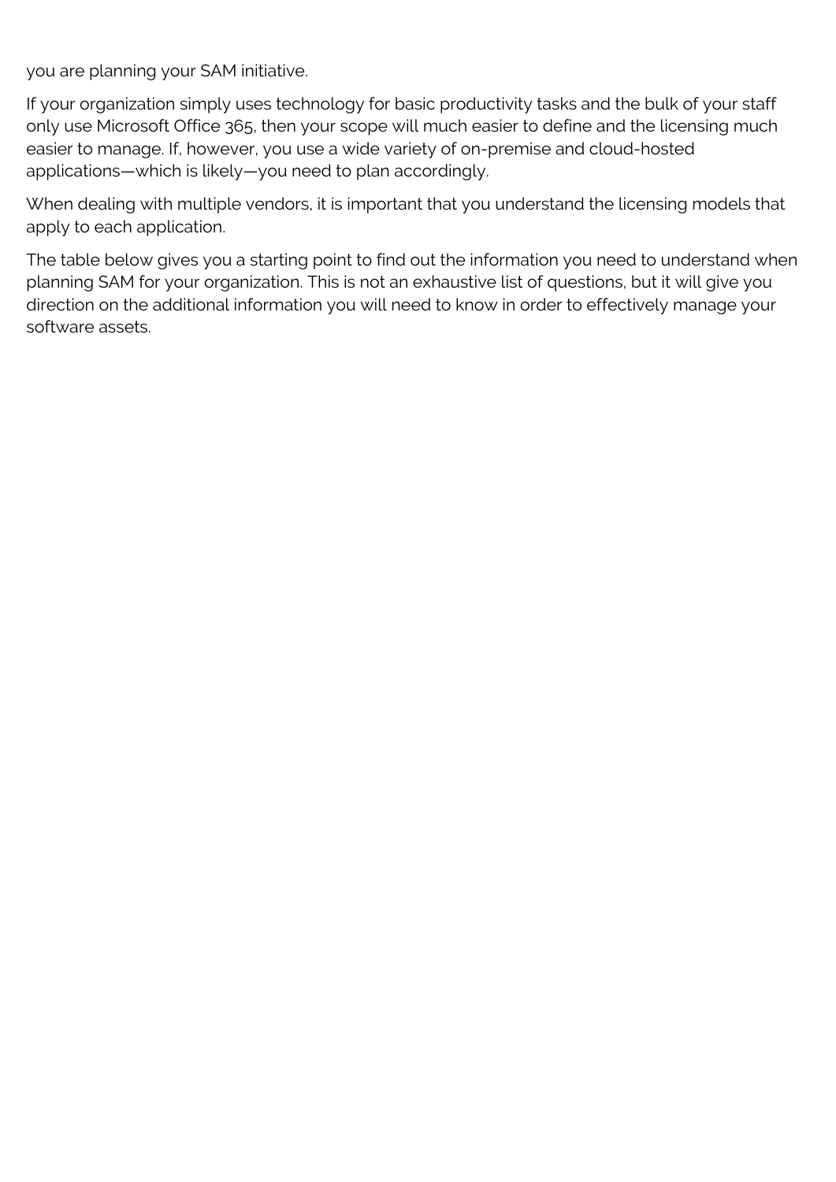you are planning your SAM initiative.

If your organization simply uses technology for basic productivity tasks and the bulk of your staff only use Microsoft Office 365, then your scope will much easier to define and the licensing much easier to manage. If, however, you use a wide variety of on-premise and cloud-hosted applications—which is likely—you need to plan accordingly.

When dealing with multiple vendors, it is important that you understand the licensing models that apply to each application.

The table below gives you a starting point to find out the information you need to understand when planning SAM for your organization. This is not an exhaustive list of questions, but it will give you direction on the additional information you will need to know in order to effectively manage your software assets.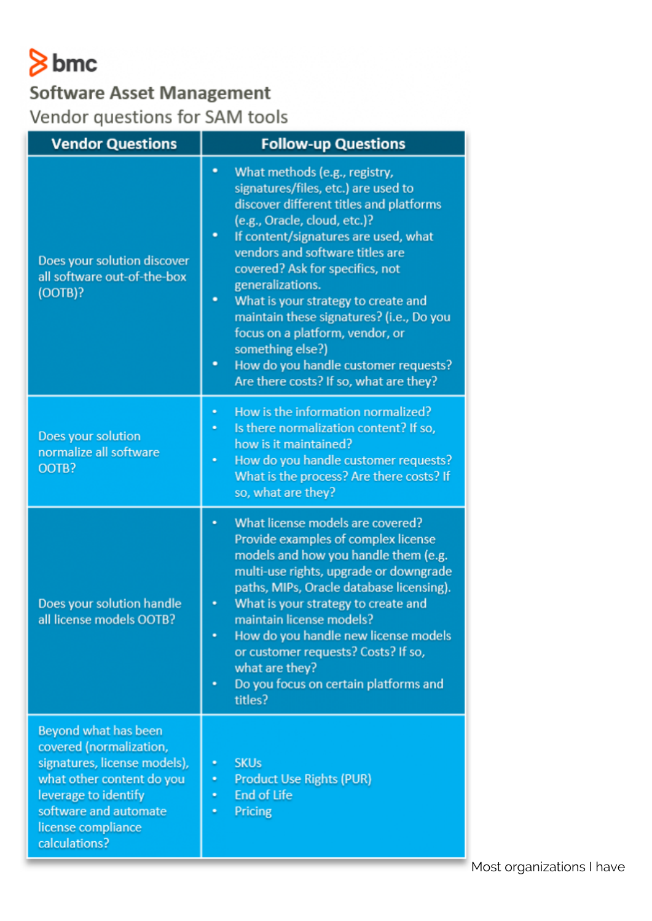bmc

## Software Asset Management

Vendor questions for SAM tools

| Vendor Questions | Follow-up Questions |
| --- | --- |
| Does your solution discover all software out-of-the-box (OOTB)? | • What methods (e.g., registry, signatures/files, etc.) are used to discover different titles and platforms (e.g., Oracle, cloud, etc.)?<br>• If content/signatures are used, what vendors and software titles are covered? Ask for specifics, not generalizations.<br>• What is your strategy to create and maintain these signatures? (i.e., Do you focus on a platform, vendor, or something else?)<br>• How do you handle customer requests? Are there costs? If so, what are they? |
| Does your solution normalize all software OOTB? | • How is the information normalized?<br>• Is there normalization content? If so, how is it maintained?<br>• How do you handle customer requests? What is the process? Are there costs? If so, what are they? |
| Does your solution handle all license models OOTB? | • What license models are covered? Provide examples of complex license models and how you handle them (e.g. multi-use rights, upgrade or downgrade paths, MIPs, Oracle database licensing).<br>• What is your strategy to create and maintain license models?<br>• How do you handle new license models or customer requests? Costs? If so, what are they?<br>• Do you focus on certain platforms and titles? |
| Beyond what has been covered (normalization, signatures, license models), what other content do you leverage to identify software and automate license compliance calculations? | • SKUs<br>• Product Use Rights (PUR)<br>• End of Life<br>• Pricing |

Most organizations I have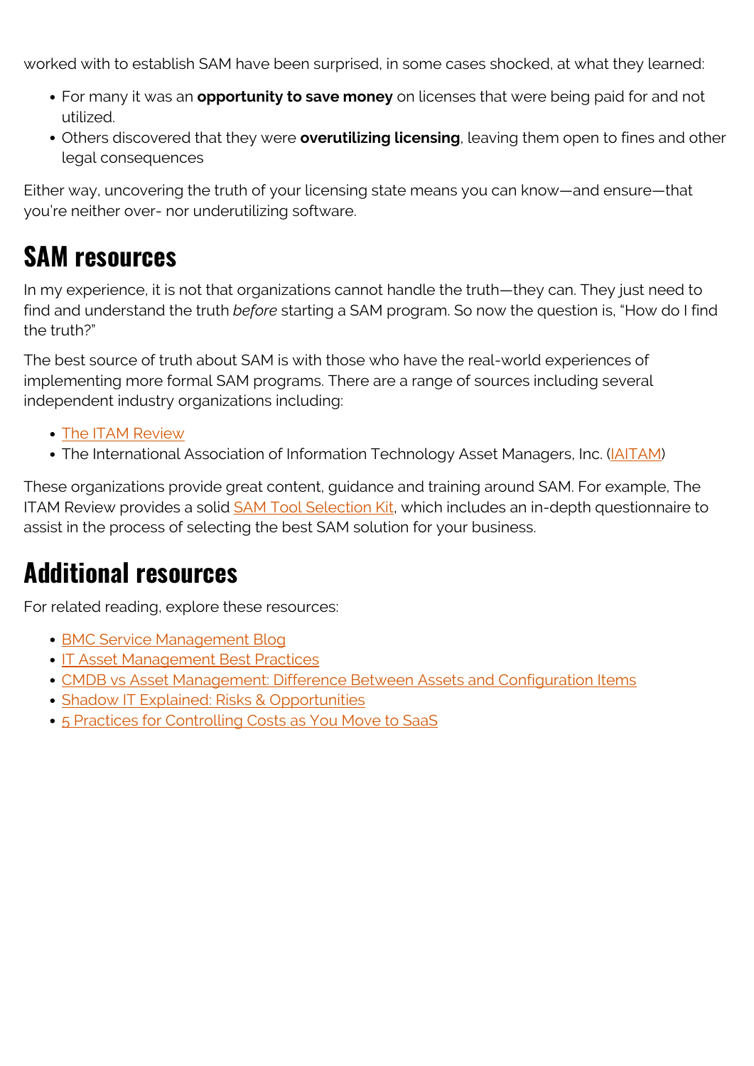worked with to establish SAM have been surprised, in some cases shocked, at what they learned:

- For many it was an **opportunity to save money** on licenses that were being paid for and not utilized.
- Others discovered that they were **overutilizing licensing**, leaving them open to fines and other legal consequences

Either way, uncovering the truth of your licensing state means you can know—and ensure—that you're neither over- nor underutilizing software.

## SAM resources

In my experience, it is not that organizations cannot handle the truth—they can. They just need to find and understand the truth *before* starting a SAM program. So now the question is, "How do I find the truth?"

The best source of truth about SAM is with those who have the real-world experiences of implementing more formal SAM programs. There are a range of sources including several independent industry organizations including:

- The ITAM Review
- The International Association of Information Technology Asset Managers, Inc. (IAITAM)

These organizations provide great content, guidance and training around SAM. For example, The ITAM Review provides a solid SAM Tool Selection Kit, which includes an in-depth questionnaire to assist in the process of selecting the best SAM solution for your business.

## Additional resources

For related reading, explore these resources:

- BMC Service Management Blog
- IT Asset Management Best Practices
- CMDB vs Asset Management: Difference Between Assets and Configuration Items
- Shadow IT Explained: Risks & Opportunities
- 5 Practices for Controlling Costs as You Move to SaaS